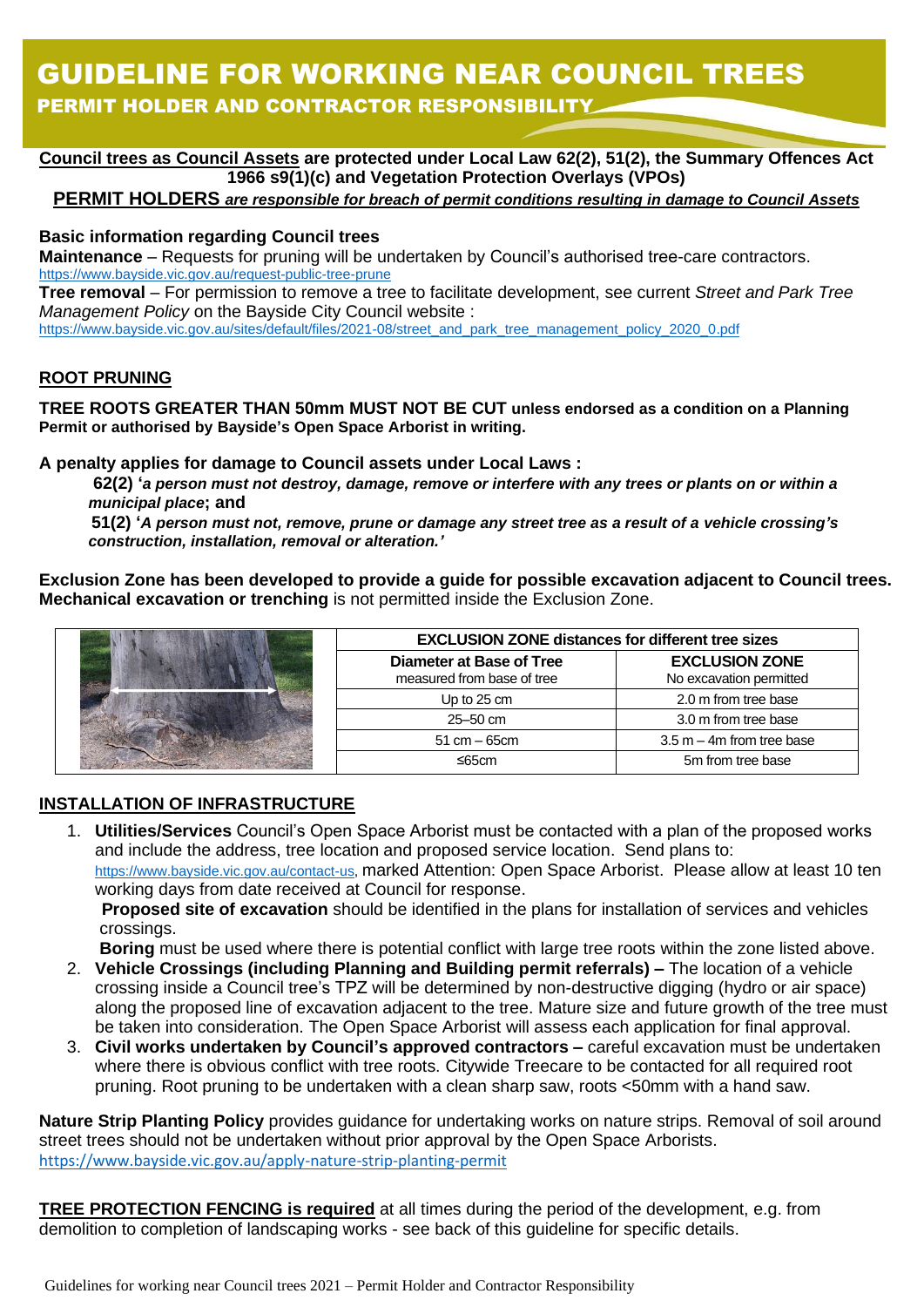# GUIDELINE FOR WORKING NEAR COUNCIL TREES

## PERMIT HOLDER AND CONTRACTOR RESPONSIBILITY

**Council trees as Council Assets are protected under Local Law 62(2), 51(2), the Summary Offences Act 1966 s9(1)(c) and Vegetation Protection Overlays (VPOs)**

**PERMIT HOLDERS** ***are responsible for breach of permit conditions resulting in damage to Council Assets***

**Basic information regarding Council trees**

**Maintenance** – Requests for pruning will be undertaken by Council's authorised tree-care contractors. https://www.bayside.vic.gov.au/request-public-tree-prune

**Tree removal** – For permission to remove a tree to facilitate development, see current *Street and Park Tree Management Policy* on the Bayside City Council website : https://www.bayside.vic.gov.au/sites/default/files/2021-08/street_and_park_tree_management_policy_2020_0.pdf

## ROOT PRUNING

**TREE ROOTS GREATER THAN 50mm MUST NOT BE CUT unless endorsed as a condition on a Planning Permit or authorised by Bayside's Open Space Arborist in writing.**

**A penalty applies for damage to Council assets under Local Laws :**

**62(2) '*a person must not destroy, damage, remove or interfere with any trees or plants on or within a municipal place*; and**

**51(2) '*A person must not, remove, prune or damage any street tree as a result of a vehicle crossing's construction, installation, removal or alteration.'***

**Exclusion Zone has been developed to provide a guide for possible excavation adjacent to Council trees. Mechanical excavation or trenching** is not permitted inside the Exclusion Zone.

| EXCLUSION ZONE distances for different tree sizes | |
|---|---|
| **Diameter at Base of Tree** measured from base of tree | **EXCLUSION ZONE** No excavation permitted |
| Up to 25 cm | 2.0 m from tree base |
| 25–50 cm | 3.0 m from tree base |
| 51 cm – 65cm | 3.5 m – 4m from tree base |
| ≤65cm | 5m from tree base |

## INSTALLATION OF INFRASTRUCTURE

1. **Utilities/Services** Council's Open Space Arborist must be contacted with a plan of the proposed works and include the address, tree location and proposed service location. Send plans to: https://www.bayside.vic.gov.au/contact-us, marked Attention: Open Space Arborist. Please allow at least 10 ten working days from date received at Council for response.

   **Proposed site of excavation** should be identified in the plans for installation of services and vehicles crossings.

   **Boring** must be used where there is potential conflict with large tree roots within the zone listed above.

2. **Vehicle Crossings (including Planning and Building permit referrals) –** The location of a vehicle crossing inside a Council tree's TPZ will be determined by non-destructive digging (hydro or air space) along the proposed line of excavation adjacent to the tree. Mature size and future growth of the tree must be taken into consideration. The Open Space Arborist will assess each application for final approval.

3. **Civil works undertaken by Council's approved contractors –** careful excavation must be undertaken where there is obvious conflict with tree roots. Citywide Treecare to be contacted for all required root pruning. Root pruning to be undertaken with a clean sharp saw, roots <50mm with a hand saw.

**Nature Strip Planting Policy** provides guidance for undertaking works on nature strips. Removal of soil around street trees should not be undertaken without prior approval by the Open Space Arborists. https://www.bayside.vic.gov.au/apply-nature-strip-planting-permit

**TREE PROTECTION FENCING is required** at all times during the period of the development, e.g. from demolition to completion of landscaping works - see back of this guideline for specific details.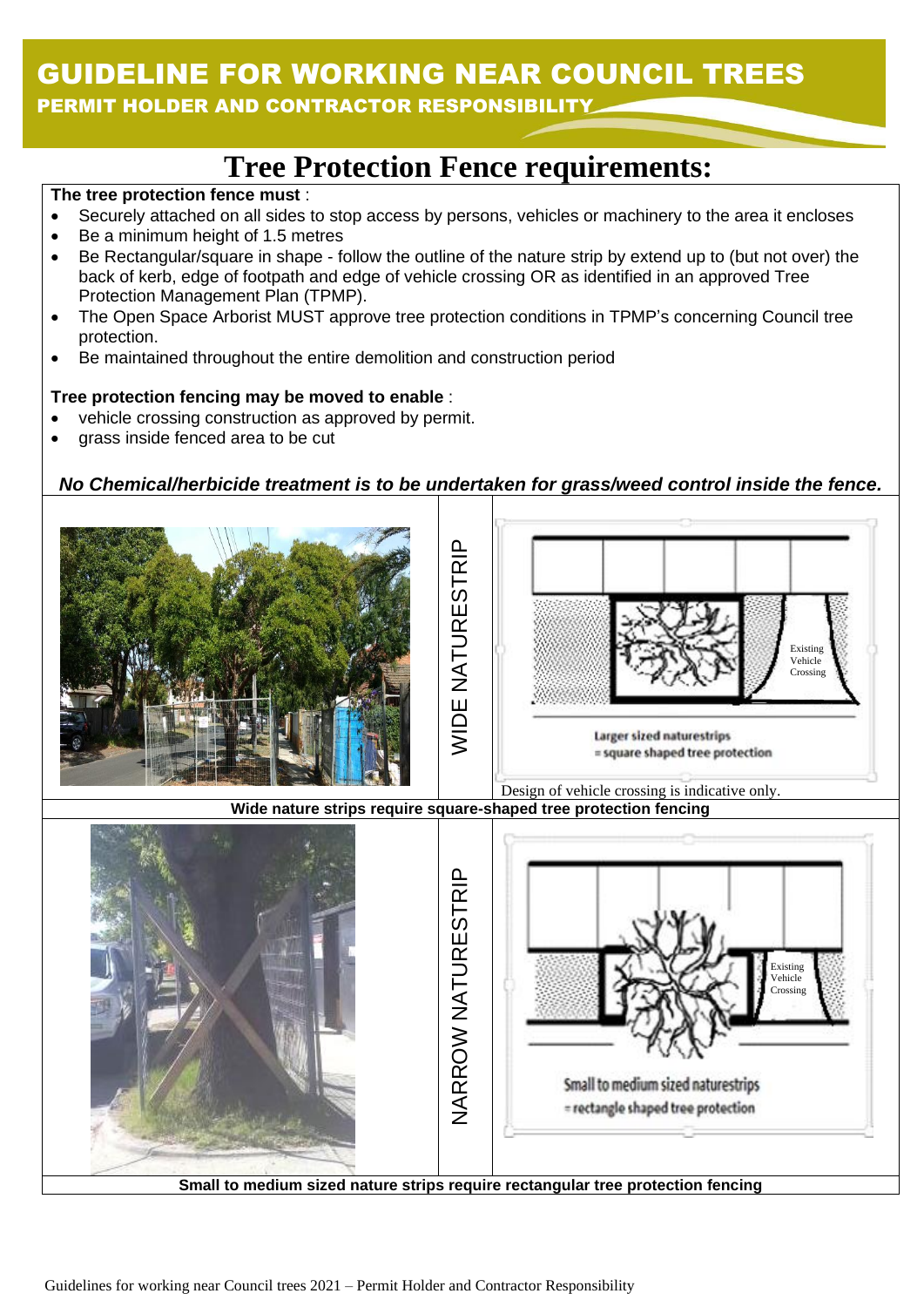# GUIDELINE FOR WORKING NEAR COUNCIL TREES

## PERMIT HOLDER AND CONTRACTOR RESPONSIBILITY

## Tree Protection Fence requirements:

**The tree protection fence must** :

- Securely attached on all sides to stop access by persons, vehicles or machinery to the area it encloses
- Be a minimum height of 1.5 metres
- Be Rectangular/square in shape - follow the outline of the nature strip by extend up to (but not over) the back of kerb, edge of footpath and edge of vehicle crossing OR as identified in an approved Tree Protection Management Plan (TPMP).
- The Open Space Arborist MUST approve tree protection conditions in TPMP's concerning Council tree protection.
- Be maintained throughout the entire demolition and construction period

**Tree protection fencing may be moved to enable** :

- vehicle crossing construction as approved by permit.
- grass inside fenced area to be cut

***No Chemical/herbicide treatment is to be undertaken for grass/weed control inside the fence.***

WIDE NATURESTRIP

Existing Vehicle Crossing

Larger sized naturestrips = square shaped tree protection

Design of vehicle crossing is indicative only.

**Wide nature strips require square-shaped tree protection fencing**

NARROW NATURESTRIP

Existing Vehicle Crossing

Small to medium sized naturestrips = rectangle shaped tree protection

**Small to medium sized nature strips require rectangular tree protection fencing**